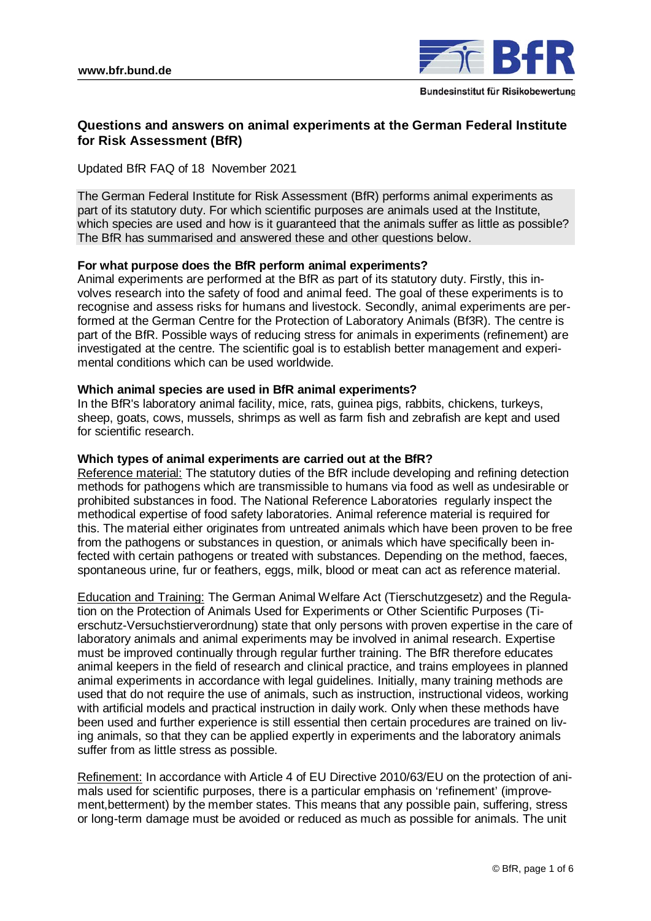# Questions and answers on animal experiments at the German Federal Institute for Risk Assessment (BfR)

Updated BfR FAQ of 18 November 2021

The German Federal Institute for Risk Assessment (BfR) performs animal experiments as part of its statutory duty. For which scientific purposes are animals used at the Institute, which species are used and how is it guaranteed that the animals suffer as little as possible? The BfR has summarised and answered these and other questions below.

**For what purpose does the BfR perform animal experiments?**

Animal experiments are performed at the BfR as part of its statutory duty. Firstly, this involves research into the safety of food and animal feed. The goal of these experiments is to recognise and assess risks for humans and livestock. Secondly, animal experiments are performed at the German Centre for the Protection of Laboratory Animals (Bf3R). The centre is part of the BfR. Possible ways of reducing stress for animals in experiments (refinement) are investigated at the centre. The scientific goal is to establish better management and experimental conditions which can be used worldwide.

**Which animal species are used in BfR animal experiments?**

In the BfR's laboratory animal facility, mice, rats, guinea pigs, rabbits, chickens, turkeys, sheep, goats, cows, mussels, shrimps as well as farm fish and zebrafish are kept and used for scientific research.

**Which types of animal experiments are carried out at the BfR?**

Reference material: The statutory duties of the BfR include developing and refining detection methods for pathogens which are transmissible to humans via food as well as undesirable or prohibited substances in food. The National Reference Laboratories regularly inspect the methodical expertise of food safety laboratories. Animal reference material is required for this. The material either originates from untreated animals which have been proven to be free from the pathogens or substances in question, or animals which have specifically been infected with certain pathogens or treated with substances. Depending on the method, faeces, spontaneous urine, fur or feathers, eggs, milk, blood or meat can act as reference material.

Education and Training: The German Animal Welfare Act (Tierschutzgesetz) and the Regulation on the Protection of Animals Used for Experiments or Other Scientific Purposes (Tierschutz-Versuchstierverordnung) state that only persons with proven expertise in the care of laboratory animals and animal experiments may be involved in animal research. Expertise must be improved continually through regular further training. The BfR therefore educates animal keepers in the field of research and clinical practice, and trains employees in planned animal experiments in accordance with legal guidelines. Initially, many training methods are used that do not require the use of animals, such as instruction, instructional videos, working with artificial models and practical instruction in daily work. Only when these methods have been used and further experience is still essential then certain procedures are trained on living animals, so that they can be applied expertly in experiments and the laboratory animals suffer from as little stress as possible.

Refinement: In accordance with Article 4 of EU Directive 2010/63/EU on the protection of animals used for scientific purposes, there is a particular emphasis on 'refinement' (improvement,betterment) by the member states. This means that any possible pain, suffering, stress or long-term damage must be avoided or reduced as much as possible for animals. The unit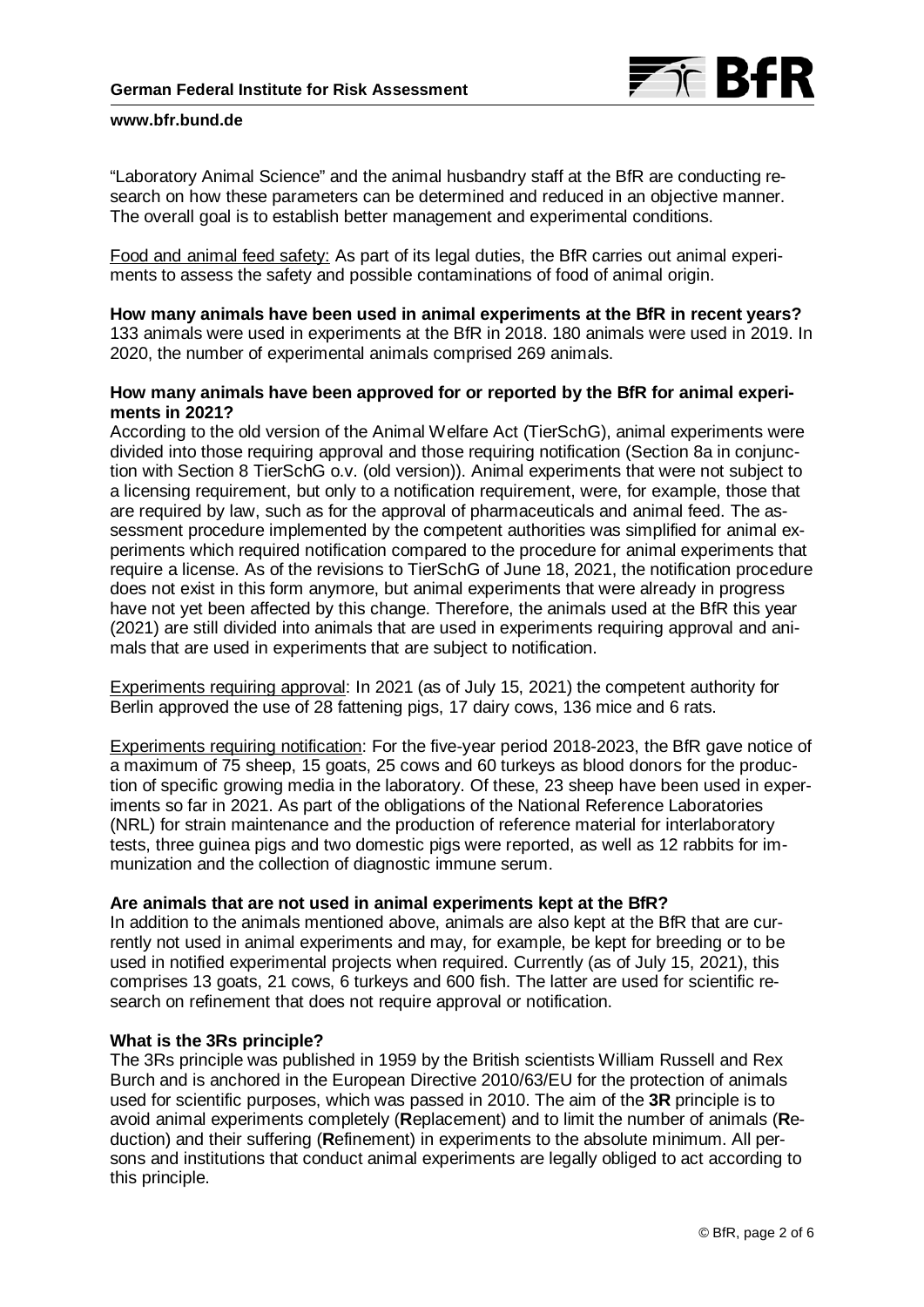"Laboratory Animal Science" and the animal husbandry staff at the BfR are conducting research on how these parameters can be determined and reduced in an objective manner. The overall goal is to establish better management and experimental conditions.

Food and animal feed safety: As part of its legal duties, the BfR carries out animal experiments to assess the safety and possible contaminations of food of animal origin.

**How many animals have been used in animal experiments at the BfR in recent years?**

133 animals were used in experiments at the BfR in 2018. 180 animals were used in 2019. In 2020, the number of experimental animals comprised 269 animals.

**How many animals have been approved for or reported by the BfR for animal experiments in 2021?**

According to the old version of the Animal Welfare Act (TierSchG), animal experiments were divided into those requiring approval and those requiring notification (Section 8a in conjunction with Section 8 TierSchG o.v. (old version)). Animal experiments that were not subject to a licensing requirement, but only to a notification requirement, were, for example, those that are required by law, such as for the approval of pharmaceuticals and animal feed. The assessment procedure implemented by the competent authorities was simplified for animal experiments which required notification compared to the procedure for animal experiments that require a license. As of the revisions to TierSchG of June 18, 2021, the notification procedure does not exist in this form anymore, but animal experiments that were already in progress have not yet been affected by this change. Therefore, the animals used at the BfR this year (2021) are still divided into animals that are used in experiments requiring approval and animals that are used in experiments that are subject to notification.

Experiments requiring approval: In 2021 (as of July 15, 2021) the competent authority for Berlin approved the use of 28 fattening pigs, 17 dairy cows, 136 mice and 6 rats.

Experiments requiring notification: For the five-year period 2018-2023, the BfR gave notice of a maximum of 75 sheep, 15 goats, 25 cows and 60 turkeys as blood donors for the production of specific growing media in the laboratory. Of these, 23 sheep have been used in experiments so far in 2021. As part of the obligations of the National Reference Laboratories (NRL) for strain maintenance and the production of reference material for interlaboratory tests, three guinea pigs and two domestic pigs were reported, as well as 12 rabbits for immunization and the collection of diagnostic immune serum.

**Are animals that are not used in animal experiments kept at the BfR?**

In addition to the animals mentioned above, animals are also kept at the BfR that are currently not used in animal experiments and may, for example, be kept for breeding or to be used in notified experimental projects when required. Currently (as of July 15, 2021), this comprises 13 goats, 21 cows, 6 turkeys and 600 fish. The latter are used for scientific research on refinement that does not require approval or notification.

**What is the 3Rs principle?**

The 3Rs principle was published in 1959 by the British scientists William Russell and Rex Burch and is anchored in the European Directive 2010/63/EU for the protection of animals used for scientific purposes, which was passed in 2010. The aim of the **3R** principle is to avoid animal experiments completely (**R**eplacement) and to limit the number of animals (**R**eduction) and their suffering (**R**efinement) in experiments to the absolute minimum. All persons and institutions that conduct animal experiments are legally obliged to act according to this principle.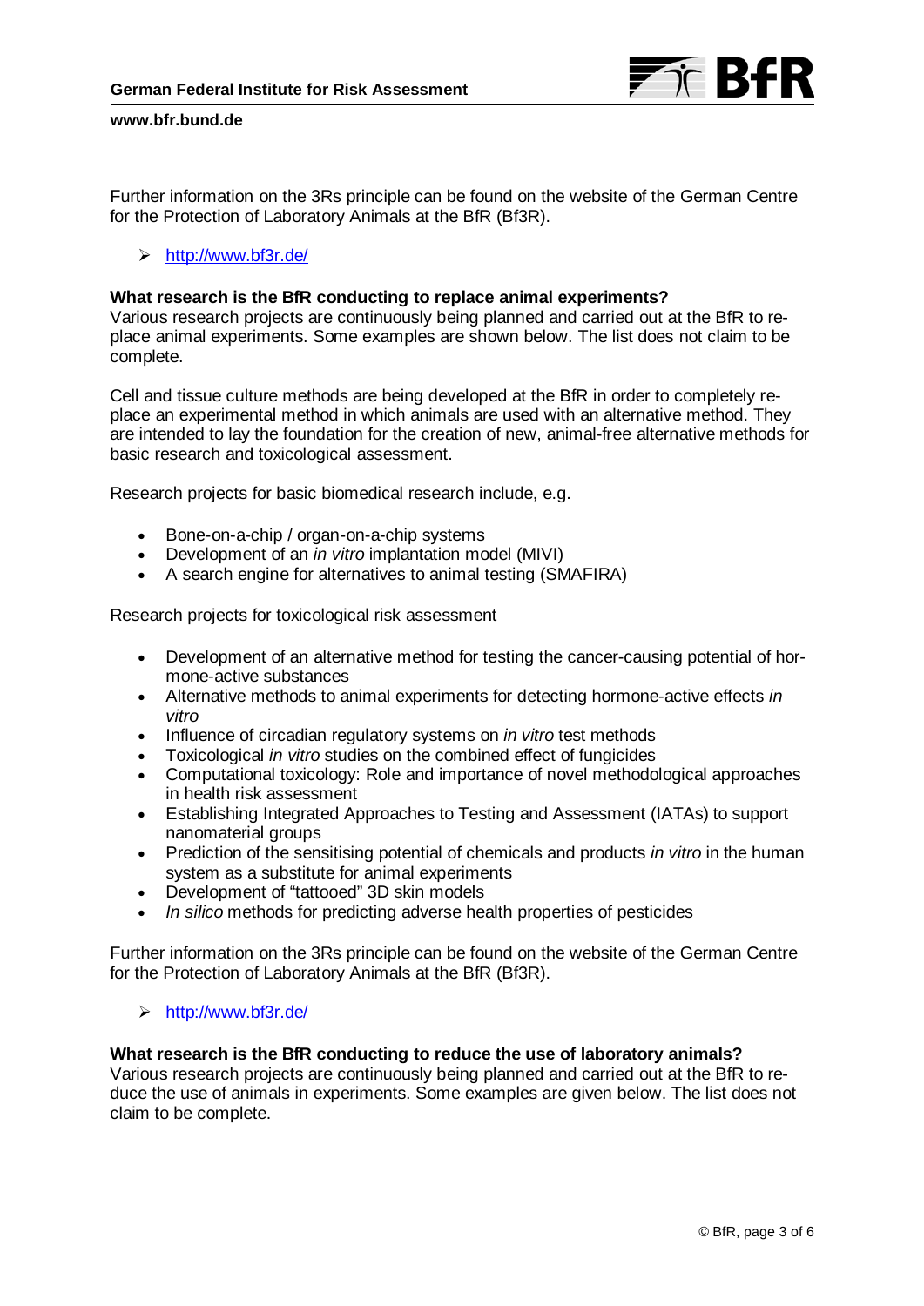Further information on the 3Rs principle can be found on the website of the German Centre for the Protection of Laboratory Animals at the BfR (Bf3R).

- [http://www.bf3r.de/](http://www.bf3r.de/)

**What research is the BfR conducting to replace animal experiments?**
Various research projects are continuously being planned and carried out at the BfR to replace animal experiments. Some examples are shown below. The list does not claim to be complete.

Cell and tissue culture methods are being developed at the BfR in order to completely replace an experimental method in which animals are used with an alternative method. They are intended to lay the foundation for the creation of new, animal-free alternative methods for basic research and toxicological assessment.

Research projects for basic biomedical research include, e.g.

- Bone-on-a-chip / organ-on-a-chip systems
- Development of an *in vitro* implantation model (MIVI)
- A search engine for alternatives to animal testing (SMAFIRA)

Research projects for toxicological risk assessment

- Development of an alternative method for testing the cancer-causing potential of hormone-active substances
- Alternative methods to animal experiments for detecting hormone-active effects *in vitro*
- Influence of circadian regulatory systems on *in vitro* test methods
- Toxicological *in vitro* studies on the combined effect of fungicides
- Computational toxicology: Role and importance of novel methodological approaches in health risk assessment
- Establishing Integrated Approaches to Testing and Assessment (IATAs) to support nanomaterial groups
- Prediction of the sensitising potential of chemicals and products *in vitro* in the human system as a substitute for animal experiments
- Development of "tattooed" 3D skin models
- *In silico* methods for predicting adverse health properties of pesticides

Further information on the 3Rs principle can be found on the website of the German Centre for the Protection of Laboratory Animals at the BfR (Bf3R).

- [http://www.bf3r.de/](http://www.bf3r.de/)

**What research is the BfR conducting to reduce the use of laboratory animals?**
Various research projects are continuously being planned and carried out at the BfR to reduce the use of animals in experiments. Some examples are given below. The list does not claim to be complete.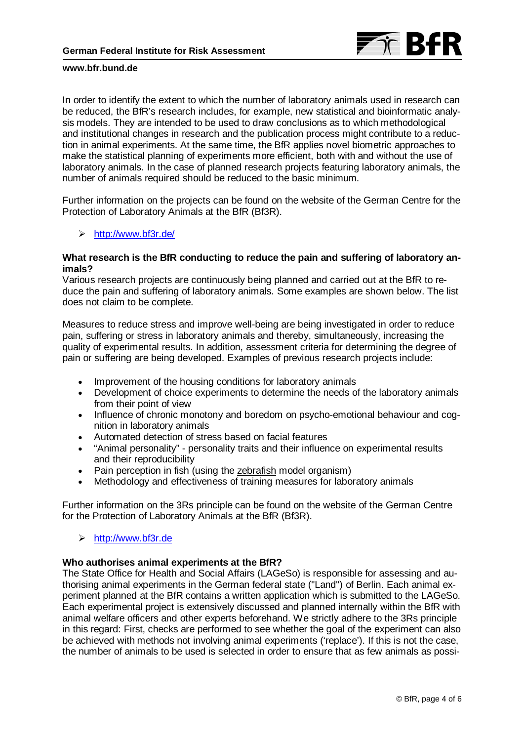In order to identify the extent to which the number of laboratory animals used in research can be reduced, the BfR's research includes, for example, new statistical and bioinformatic analysis models. They are intended to be used to draw conclusions as to which methodological and institutional changes in research and the publication process might contribute to a reduction in animal experiments. At the same time, the BfR applies novel biometric approaches to make the statistical planning of experiments more efficient, both with and without the use of laboratory animals. In the case of planned research projects featuring laboratory animals, the number of animals required should be reduced to the basic minimum.

Further information on the projects can be found on the website of the German Centre for the Protection of Laboratory Animals at the BfR (Bf3R).

- http://www.bf3r.de/

**What research is the BfR conducting to reduce the pain and suffering of laboratory animals?**

Various research projects are continuously being planned and carried out at the BfR to reduce the pain and suffering of laboratory animals. Some examples are shown below. The list does not claim to be complete.

Measures to reduce stress and improve well-being are being investigated in order to reduce pain, suffering or stress in laboratory animals and thereby, simultaneously, increasing the quality of experimental results. In addition, assessment criteria for determining the degree of pain or suffering are being developed. Examples of previous research projects include:

- Improvement of the housing conditions for laboratory animals
- Development of choice experiments to determine the needs of the laboratory animals from their point of view
- Influence of chronic monotony and boredom on psycho-emotional behaviour and cognition in laboratory animals
- Automated detection of stress based on facial features
- "Animal personality" - personality traits and their influence on experimental results and their reproducibility
- Pain perception in fish (using the zebrafish model organism)
- Methodology and effectiveness of training measures for laboratory animals

Further information on the 3Rs principle can be found on the website of the German Centre for the Protection of Laboratory Animals at the BfR (Bf3R).

- http://www.bf3r.de

**Who authorises animal experiments at the BfR?**

The State Office for Health and Social Affairs (LAGeSo) is responsible for assessing and authorising animal experiments in the German federal state ("Land") of Berlin. Each animal experiment planned at the BfR contains a written application which is submitted to the LAGeSo. Each experimental project is extensively discussed and planned internally within the BfR with animal welfare officers and other experts beforehand. We strictly adhere to the 3Rs principle in this regard: First, checks are performed to see whether the goal of the experiment can also be achieved with methods not involving animal experiments ('replace'). If this is not the case, the number of animals to be used is selected in order to ensure that as few animals as possi-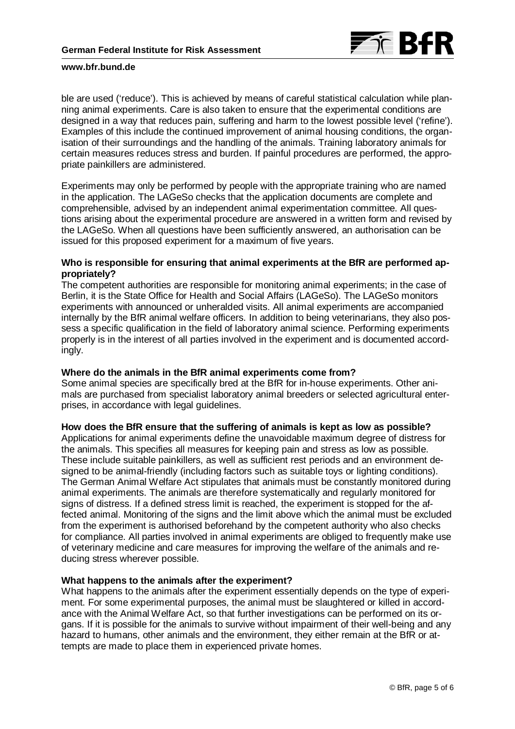ble are used ('reduce'). This is achieved by means of careful statistical calculation while planning animal experiments. Care is also taken to ensure that the experimental conditions are designed in a way that reduces pain, suffering and harm to the lowest possible level ('refine'). Examples of this include the continued improvement of animal housing conditions, the organisation of their surroundings and the handling of the animals. Training laboratory animals for certain measures reduces stress and burden. If painful procedures are performed, the appropriate painkillers are administered.

Experiments may only be performed by people with the appropriate training who are named in the application. The LAGeSo checks that the application documents are complete and comprehensible, advised by an independent animal experimentation committee. All questions arising about the experimental procedure are answered in a written form and revised by the LAGeSo. When all questions have been sufficiently answered, an authorisation can be issued for this proposed experiment for a maximum of five years.

**Who is responsible for ensuring that animal experiments at the BfR are performed appropriately?**

The competent authorities are responsible for monitoring animal experiments; in the case of Berlin, it is the State Office for Health and Social Affairs (LAGeSo). The LAGeSo monitors experiments with announced or unheralded visits. All animal experiments are accompanied internally by the BfR animal welfare officers. In addition to being veterinarians, they also possess a specific qualification in the field of laboratory animal science. Performing experiments properly is in the interest of all parties involved in the experiment and is documented accordingly.

**Where do the animals in the BfR animal experiments come from?**

Some animal species are specifically bred at the BfR for in-house experiments. Other animals are purchased from specialist laboratory animal breeders or selected agricultural enterprises, in accordance with legal guidelines.

**How does the BfR ensure that the suffering of animals is kept as low as possible?**

Applications for animal experiments define the unavoidable maximum degree of distress for the animals. This specifies all measures for keeping pain and stress as low as possible. These include suitable painkillers, as well as sufficient rest periods and an environment designed to be animal-friendly (including factors such as suitable toys or lighting conditions). The German Animal Welfare Act stipulates that animals must be constantly monitored during animal experiments. The animals are therefore systematically and regularly monitored for signs of distress. If a defined stress limit is reached, the experiment is stopped for the affected animal. Monitoring of the signs and the limit above which the animal must be excluded from the experiment is authorised beforehand by the competent authority who also checks for compliance. All parties involved in animal experiments are obliged to frequently make use of veterinary medicine and care measures for improving the welfare of the animals and reducing stress wherever possible.

**What happens to the animals after the experiment?**

What happens to the animals after the experiment essentially depends on the type of experiment. For some experimental purposes, the animal must be slaughtered or killed in accordance with the Animal Welfare Act, so that further investigations can be performed on its organs. If it is possible for the animals to survive without impairment of their well-being and any hazard to humans, other animals and the environment, they either remain at the BfR or attempts are made to place them in experienced private homes.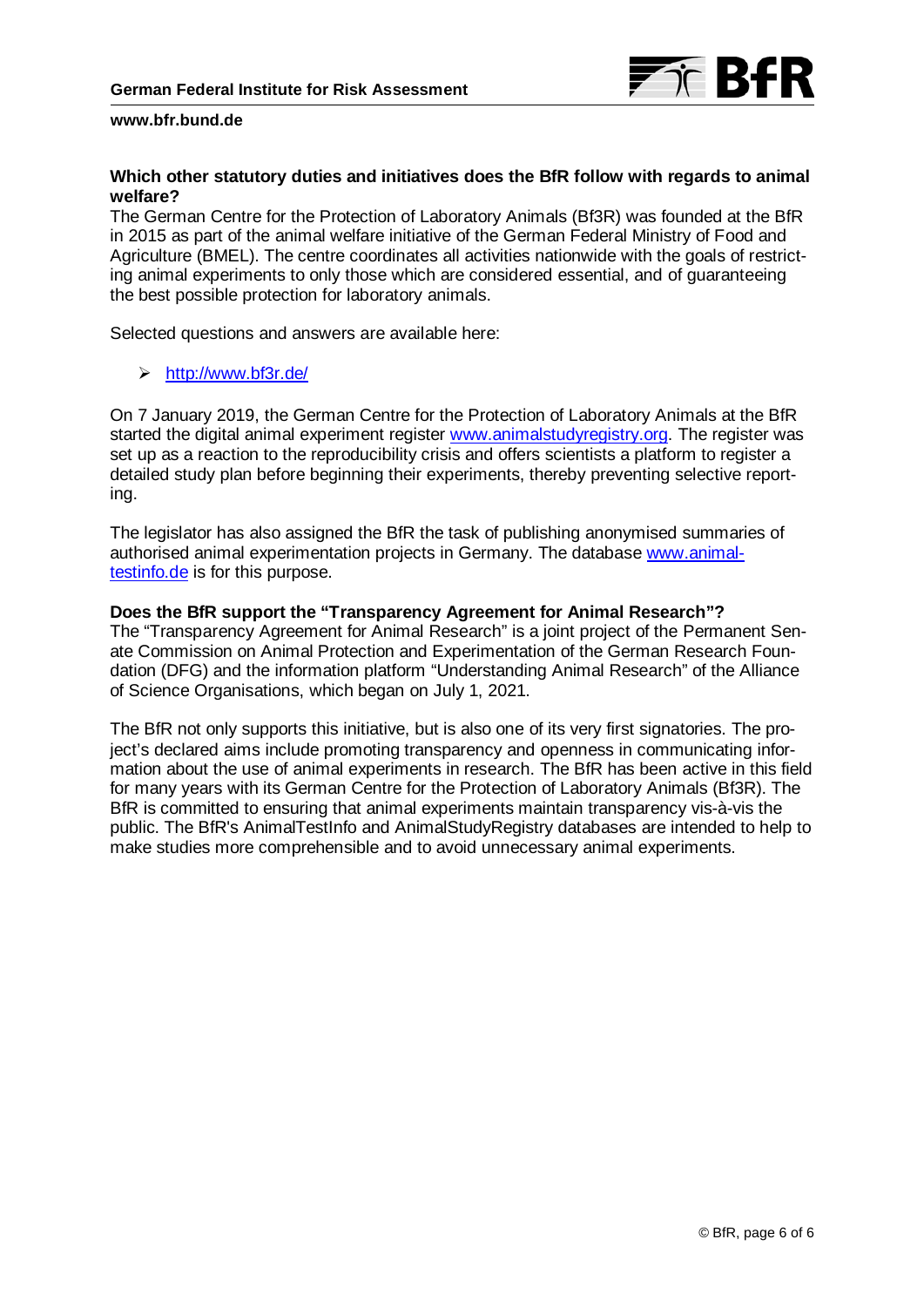**Which other statutory duties and initiatives does the BfR follow with regards to animal welfare?**

The German Centre for the Protection of Laboratory Animals (Bf3R) was founded at the BfR in 2015 as part of the animal welfare initiative of the German Federal Ministry of Food and Agriculture (BMEL). The centre coordinates all activities nationwide with the goals of restricting animal experiments to only those which are considered essential, and of guaranteeing the best possible protection for laboratory animals.

Selected questions and answers are available here:

- http://www.bf3r.de/

On 7 January 2019, the German Centre for the Protection of Laboratory Animals at the BfR started the digital animal experiment register www.animalstudyregistry.org. The register was set up as a reaction to the reproducibility crisis and offers scientists a platform to register a detailed study plan before beginning their experiments, thereby preventing selective reporting.

The legislator has also assigned the BfR the task of publishing anonymised summaries of authorised animal experimentation projects in Germany. The database www.animal-testinfo.de is for this purpose.

**Does the BfR support the "Transparency Agreement for Animal Research"?**

The "Transparency Agreement for Animal Research" is a joint project of the Permanent Senate Commission on Animal Protection and Experimentation of the German Research Foundation (DFG) and the information platform "Understanding Animal Research" of the Alliance of Science Organisations, which began on July 1, 2021.

The BfR not only supports this initiative, but is also one of its very first signatories. The project's declared aims include promoting transparency and openness in communicating information about the use of animal experiments in research. The BfR has been active in this field for many years with its German Centre for the Protection of Laboratory Animals (Bf3R). The BfR is committed to ensuring that animal experiments maintain transparency vis-à-vis the public. The BfR's AnimalTestInfo and AnimalStudyRegistry databases are intended to help to make studies more comprehensible and to avoid unnecessary animal experiments.